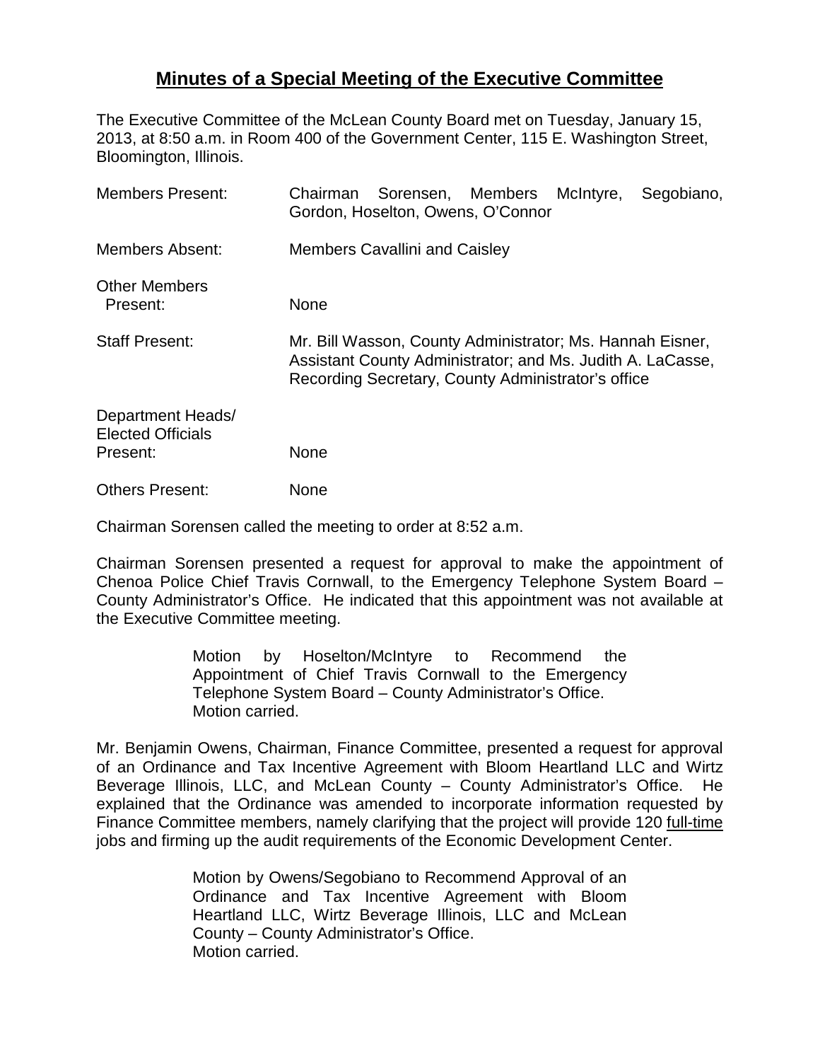# **Minutes of a Special Meeting of the Executive Committee**

The Executive Committee of the McLean County Board met on Tuesday, January 15, 2013, at 8:50 a.m. in Room 400 of the Government Center, 115 E. Washington Street, Bloomington, Illinois.

| | |
|---|---|
| Members Present: | Chairman Sorensen, Members McIntyre, Segobiano, Gordon, Hoselton, Owens, O'Connor |
| Members Absent: | Members Cavallini and Caisley |
| Other Members Present: | None |
| Staff Present: | Mr. Bill Wasson, County Administrator; Ms. Hannah Eisner, Assistant County Administrator; and Ms. Judith A. LaCasse, Recording Secretary, County Administrator's office |
| Department Heads/ Elected Officials Present: | None |
| Others Present: | None |

Chairman Sorensen called the meeting to order at 8:52 a.m.

Chairman Sorensen presented a request for approval to make the appointment of Chenoa Police Chief Travis Cornwall, to the Emergency Telephone System Board – County Administrator's Office. He indicated that this appointment was not available at the Executive Committee meeting.

> Motion by Hoselton/McIntyre to Recommend the Appointment of Chief Travis Cornwall to the Emergency Telephone System Board – County Administrator's Office.
> Motion carried.

Mr. Benjamin Owens, Chairman, Finance Committee, presented a request for approval of an Ordinance and Tax Incentive Agreement with Bloom Heartland LLC and Wirtz Beverage Illinois, LLC, and McLean County – County Administrator's Office. He explained that the Ordinance was amended to incorporate information requested by Finance Committee members, namely clarifying that the project will provide 120 <u>full-time</u> jobs and firming up the audit requirements of the Economic Development Center.

> Motion by Owens/Segobiano to Recommend Approval of an Ordinance and Tax Incentive Agreement with Bloom Heartland LLC, Wirtz Beverage Illinois, LLC and McLean County – County Administrator's Office.
> Motion carried.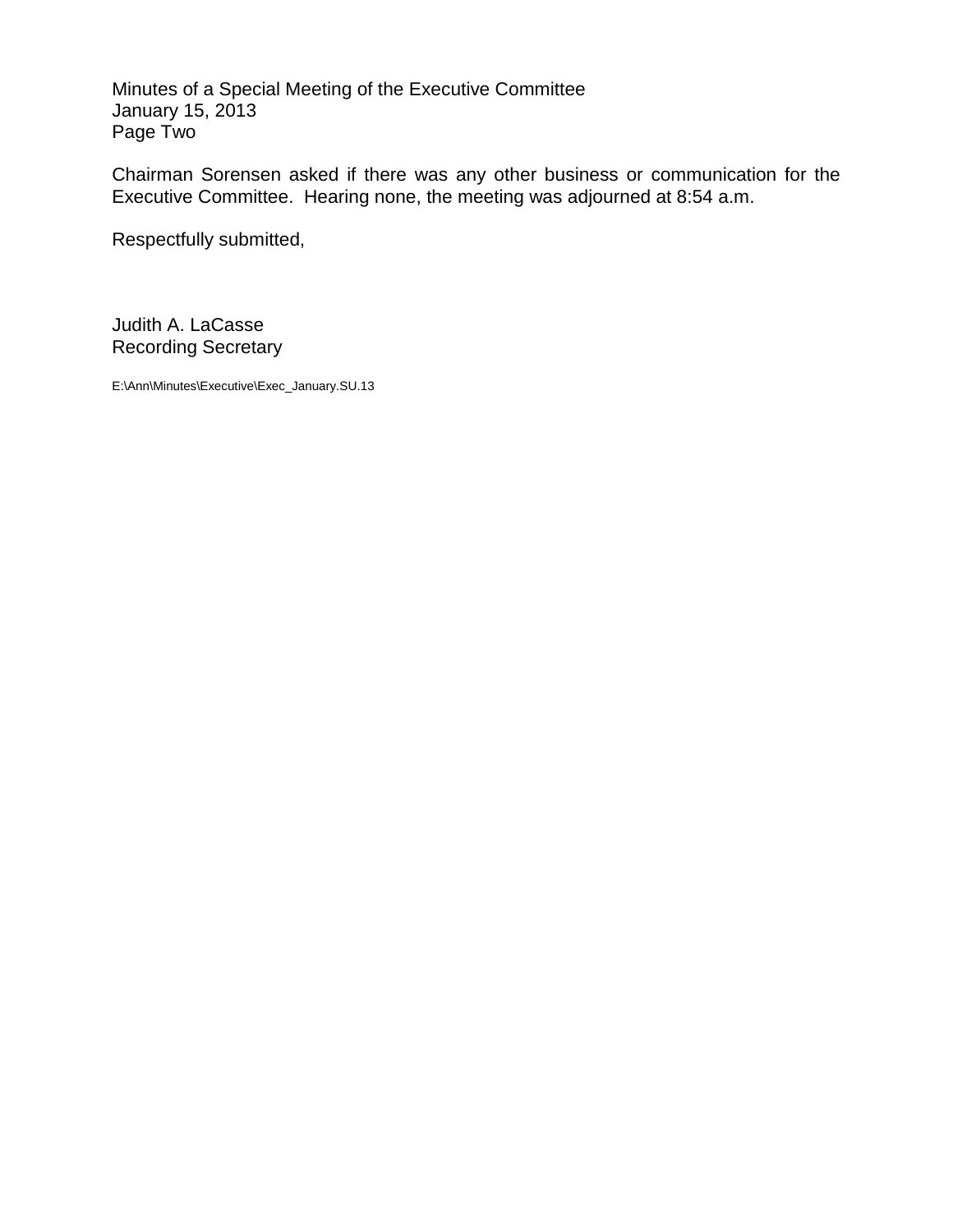Chairman Sorensen asked if there was any other business or communication for the Executive Committee. Hearing none, the meeting was adjourned at 8:54 a.m.

Respectfully submitted,

Judith A. LaCasse
Recording Secretary

E:\Ann\Minutes\Executive\Exec_January.SU.13